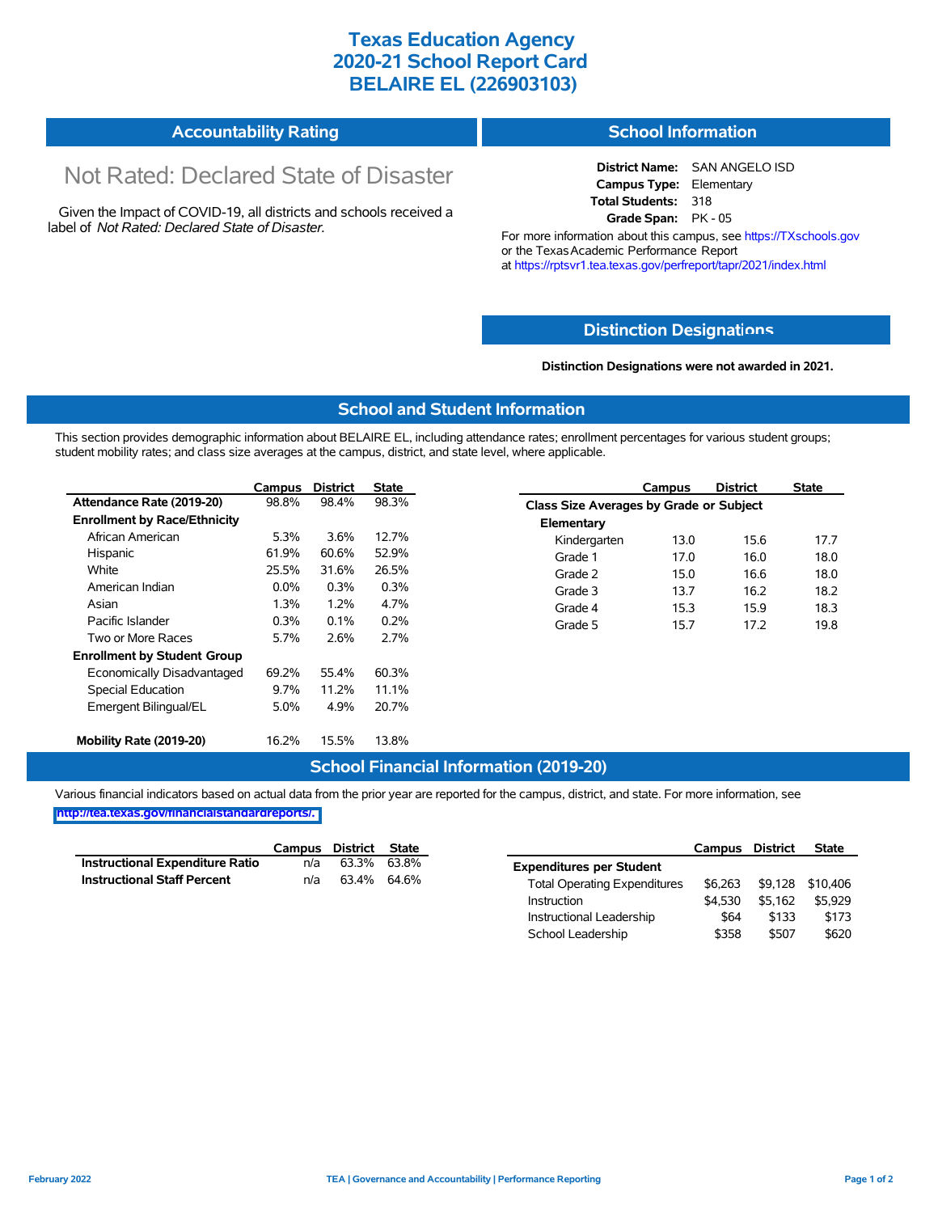# Texas Education Agency
# 2020-21 School Report Card
# BELAIRE EL (226903103)

## Accountability Rating

Not Rated: Declared State of Disaster

Given the Impact of COVID-19, all districts and schools received a label of *Not Rated: Declared State of Disaster*.

## School Information

**District Name:** SAN ANGELO ISD
**Campus Type:** Elementary
**Total Students:** 318
**Grade Span:** PK - 05

For more information about this campus, see https://TXschools.gov or the Texas Academic Performance Report at https://rptsvr1.tea.texas.gov/perfreport/tapr/2021/index.html

## Distinction Designations

**Distinction Designations were not awarded in 2021.**

## School and Student Information

This section provides demographic information about BELAIRE EL, including attendance rates; enrollment percentages for various student groups; student mobility rates; and class size averages at the campus, district, and state level, where applicable.

| | Campus | District | State |
|---|---|---|---|
| **Attendance Rate (2019-20)** | 98.8% | 98.4% | 98.3% |
| **Enrollment by Race/Ethnicity** | | | |
| African American | 5.3% | 3.6% | 12.7% |
| Hispanic | 61.9% | 60.6% | 52.9% |
| White | 25.5% | 31.6% | 26.5% |
| American Indian | 0.0% | 0.3% | 0.3% |
| Asian | 1.3% | 1.2% | 4.7% |
| Pacific Islander | 0.3% | 0.1% | 0.2% |
| Two or More Races | 5.7% | 2.6% | 2.7% |
| **Enrollment by Student Group** | | | |
| Economically Disadvantaged | 69.2% | 55.4% | 60.3% |
| Special Education | 9.7% | 11.2% | 11.1% |
| Emergent Bilingual/EL | 5.0% | 4.9% | 20.7% |
| **Mobility Rate (2019-20)** | 16.2% | 15.5% | 13.8% |

| | Campus | District | State |
|---|---|---|---|
| **Class Size Averages by Grade or Subject** | | | |
| **Elementary** | | | |
| Kindergarten | 13.0 | 15.6 | 17.7 |
| Grade 1 | 17.0 | 16.0 | 18.0 |
| Grade 2 | 15.0 | 16.6 | 18.0 |
| Grade 3 | 13.7 | 16.2 | 18.2 |
| Grade 4 | 15.3 | 15.9 | 18.3 |
| Grade 5 | 15.7 | 17.2 | 19.8 |

## School Financial Information (2019-20)

Various financial indicators based on actual data from the prior year are reported for the campus, district, and state. For more information, see http://tea.texas.gov/financialstandardreports/.

| | Campus | District | State |
|---|---|---|---|
| **Instructional Expenditure Ratio** | n/a | 63.3% | 63.8% |
| **Instructional Staff Percent** | n/a | 63.4% | 64.6% |

| | Campus | District | State |
|---|---|---|---|
| **Expenditures per Student** | | | |
| Total Operating Expenditures | $6,263 | $9,128 | $10,406 |
| Instruction | $4,530 | $5,162 | $5,929 |
| Instructional Leadership | $64 | $133 | $173 |
| School Leadership | $358 | $507 | $620 |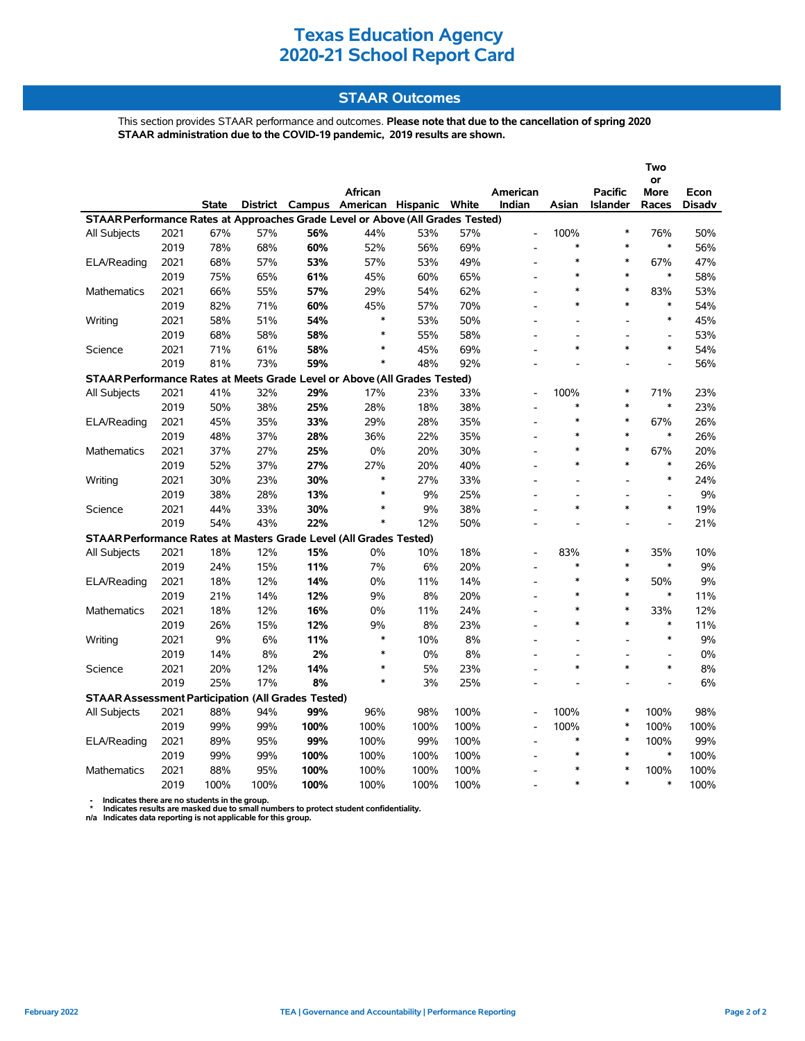# Texas Education Agency
# 2020-21 School Report Card

## STAAR Outcomes

This section provides STAAR performance and outcomes. **Please note that due to the cancellation of spring 2020 STAAR administration due to the COVID-19 pandemic, 2019 results are shown.**

| | | State | District | Campus | African American | Hispanic | White | American Indian | Asian | Pacific Islander | Two or More Races | Econ Disadv |
|---|---|---|---|---|---|---|---|---|---|---|---|---|
| **STAAR Performance Rates at Approaches Grade Level or Above (All Grades Tested)** | | | | | | | | | | | | |
| All Subjects | 2021 | 67% | 57% | **56%** | 44% | 53% | 57% | - | 100% | * | 76% | 50% |
| | 2019 | 78% | 68% | **60%** | 52% | 56% | 69% | - | * | * | * | 56% |
| ELA/Reading | 2021 | 68% | 57% | **53%** | 57% | 53% | 49% | - | * | * | 67% | 47% |
| | 2019 | 75% | 65% | **61%** | 45% | 60% | 65% | - | * | * | * | 58% |
| Mathematics | 2021 | 66% | 55% | **57%** | 29% | 54% | 62% | - | * | * | 83% | 53% |
| | 2019 | 82% | 71% | **60%** | 45% | 57% | 70% | - | * | * | * | 54% |
| Writing | 2021 | 58% | 51% | **54%** | * | 53% | 50% | - | - | - | * | 45% |
| | 2019 | 68% | 58% | **58%** | * | 55% | 58% | - | - | - | - | 53% |
| Science | 2021 | 71% | 61% | **58%** | * | 45% | 69% | - | * | * | * | 54% |
| | 2019 | 81% | 73% | **59%** | * | 48% | 92% | - | - | - | - | 56% |
| **STAAR Performance Rates at Meets Grade Level or Above (All Grades Tested)** | | | | | | | | | | | | |
| All Subjects | 2021 | 41% | 32% | **29%** | 17% | 23% | 33% | - | 100% | * | 71% | 23% |
| | 2019 | 50% | 38% | **25%** | 28% | 18% | 38% | - | * | * | * | 23% |
| ELA/Reading | 2021 | 45% | 35% | **33%** | 29% | 28% | 35% | - | * | * | 67% | 26% |
| | 2019 | 48% | 37% | **28%** | 36% | 22% | 35% | - | * | * | * | 26% |
| Mathematics | 2021 | 37% | 27% | **25%** | 0% | 20% | 30% | - | * | * | 67% | 20% |
| | 2019 | 52% | 37% | **27%** | 27% | 20% | 40% | - | * | * | * | 26% |
| Writing | 2021 | 30% | 23% | **30%** | * | 27% | 33% | - | - | - | * | 24% |
| | 2019 | 38% | 28% | **13%** | * | 9% | 25% | - | - | - | - | 9% |
| Science | 2021 | 44% | 33% | **30%** | * | 9% | 38% | - | * | * | * | 19% |
| | 2019 | 54% | 43% | **22%** | * | 12% | 50% | - | - | - | - | 21% |
| **STAAR Performance Rates at Masters Grade Level (All Grades Tested)** | | | | | | | | | | | | |
| All Subjects | 2021 | 18% | 12% | **15%** | 0% | 10% | 18% | - | 83% | * | 35% | 10% |
| | 2019 | 24% | 15% | **11%** | 7% | 6% | 20% | - | * | * | * | 9% |
| ELA/Reading | 2021 | 18% | 12% | **14%** | 0% | 11% | 14% | - | * | * | 50% | 9% |
| | 2019 | 21% | 14% | **12%** | 9% | 8% | 20% | - | * | * | * | 11% |
| Mathematics | 2021 | 18% | 12% | **16%** | 0% | 11% | 24% | - | * | * | 33% | 12% |
| | 2019 | 26% | 15% | **12%** | 9% | 8% | 23% | - | * | * | * | 11% |
| Writing | 2021 | 9% | 6% | **11%** | * | 10% | 8% | - | - | - | * | 9% |
| | 2019 | 14% | 8% | **2%** | * | 0% | 8% | - | - | - | - | 0% |
| Science | 2021 | 20% | 12% | **14%** | * | 5% | 23% | - | * | * | * | 8% |
| | 2019 | 25% | 17% | **8%** | * | 3% | 25% | - | - | - | - | 6% |
| **STAAR Assessment Participation (All Grades Tested)** | | | | | | | | | | | | |
| All Subjects | 2021 | 88% | 94% | **99%** | 96% | 98% | 100% | - | 100% | * | 100% | 98% |
| | 2019 | 99% | 99% | **100%** | 100% | 100% | 100% | - | 100% | * | 100% | 100% |
| ELA/Reading | 2021 | 89% | 95% | **99%** | 100% | 99% | 100% | - | * | * | 100% | 99% |
| | 2019 | 99% | 99% | **100%** | 100% | 100% | 100% | - | * | * | * | 100% |
| Mathematics | 2021 | 88% | 95% | **100%** | 100% | 100% | 100% | - | * | * | 100% | 100% |
| | 2019 | 100% | 100% | **100%** | 100% | 100% | 100% | - | * | * | * | 100% |

- Indicates there are no students in the group.
\* Indicates results are masked due to small numbers to protect student confidentiality.
n/a Indicates data reporting is not applicable for this group.

February 2022 TEA | Governance and Accountability | Performance Reporting